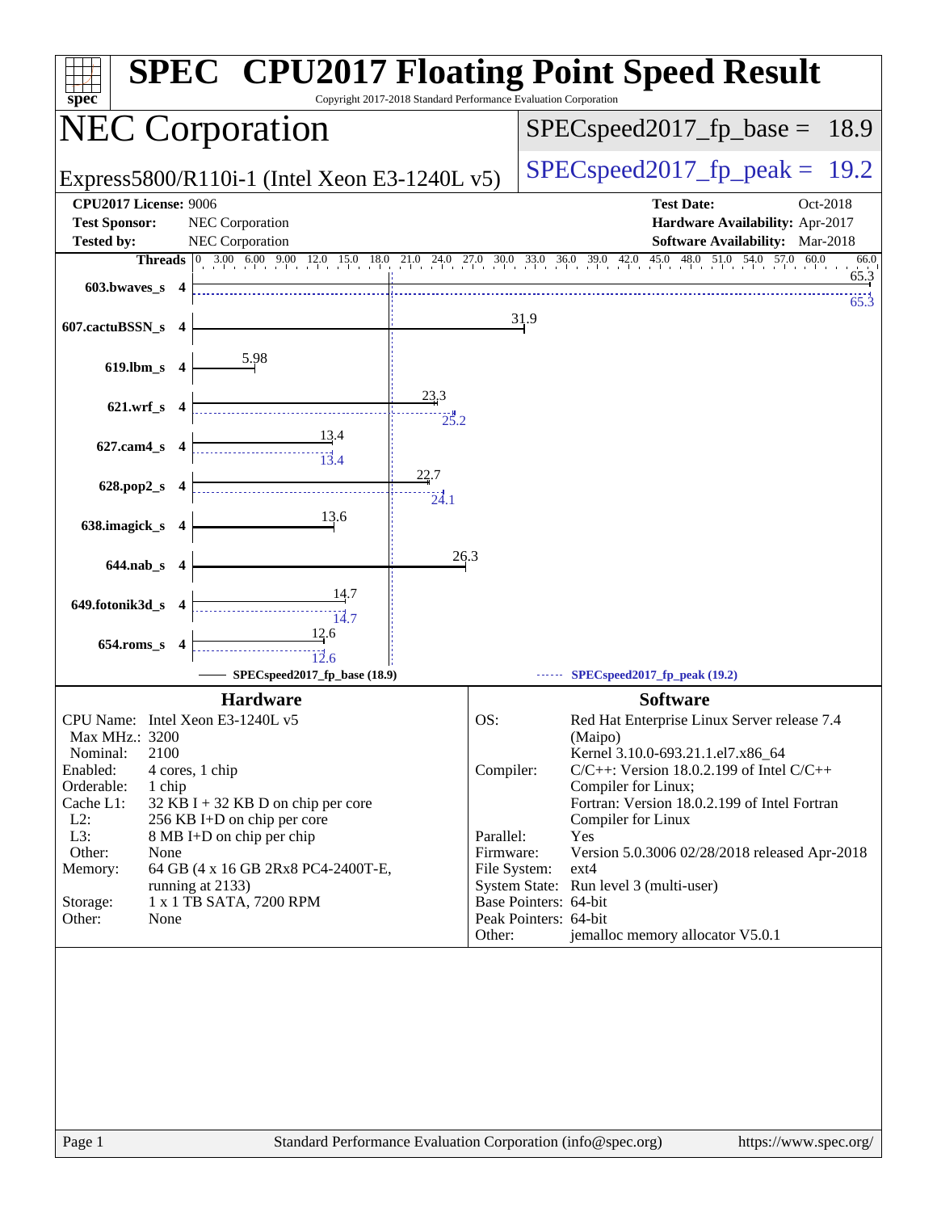# SPEC CPU2017 Floating Point Speed Result

Copyright 2017-2018 Standard Performance Evaluation Corporation

## NEC Corporation

Express5800/R110i-1 (Intel Xeon E3-1240L v5)

SPECspeed2017_fp_base = 18.9

SPECspeed2017_fp_peak = 19.2

**CPU2017 License:** 9006
**Test Sponsor:** NEC Corporation
**Tested by:** NEC Corporation

**Test Date:** Oct-2018
**Hardware Availability:** Apr-2017
**Software Availability:** Mar-2018

| Benchmark | Threads | Base | Peak |
|---|---|---|---|
| 603.bwaves_s | 4 | 65.3 | 65.3 |
| 607.cactuBSSN_s | 4 | 31.9 | |
| 619.lbm_s | 4 | 5.98 | |
| 621.wrf_s | 4 | 23.3 | 25.2 |
| 627.cam4_s | 4 | 13.4 | 13.4 |
| 628.pop2_s | 4 | 22.7 | 24.1 |
| 638.imagick_s | 4 | 13.6 | |
| 644.nab_s | 4 | 26.3 | |
| 649.fotonik3d_s | 4 | 14.7 | 14.7 |
| 654.roms_s | 4 | 12.6 | 12.6 |

SPECspeed2017_fp_base (18.9) — SPECspeed2017_fp_peak (19.2)

### Hardware

| | |
|---|---|
| CPU Name: | Intel Xeon E3-1240L v5 |
| Max MHz.: | 3200 |
| Nominal: | 2100 |
| Enabled: | 4 cores, 1 chip |
| Orderable: | 1 chip |
| Cache L1: | 32 KB I + 32 KB D on chip per core |
| L2: | 256 KB I+D on chip per core |
| L3: | 8 MB I+D on chip per chip |
| Other: | None |
| Memory: | 64 GB (4 x 16 GB 2Rx8 PC4-2400T-E, running at 2133) |
| Storage: | 1 x 1 TB SATA, 7200 RPM |
| Other: | None |

### Software

| | |
|---|---|
| OS: | Red Hat Enterprise Linux Server release 7.4 (Maipo) Kernel 3.10.0-693.21.1.el7.x86_64 |
| Compiler: | C/C++: Version 18.0.2.199 of Intel C/C++ Compiler for Linux; Fortran: Version 18.0.2.199 of Intel Fortran Compiler for Linux |
| Parallel: | Yes |
| Firmware: | Version 5.0.3006 02/28/2018 released Apr-2018 |
| File System: | ext4 |
| System State: | Run level 3 (multi-user) |
| Base Pointers: | 64-bit |
| Peak Pointers: | 64-bit |
| Other: | jemalloc memory allocator V5.0.1 |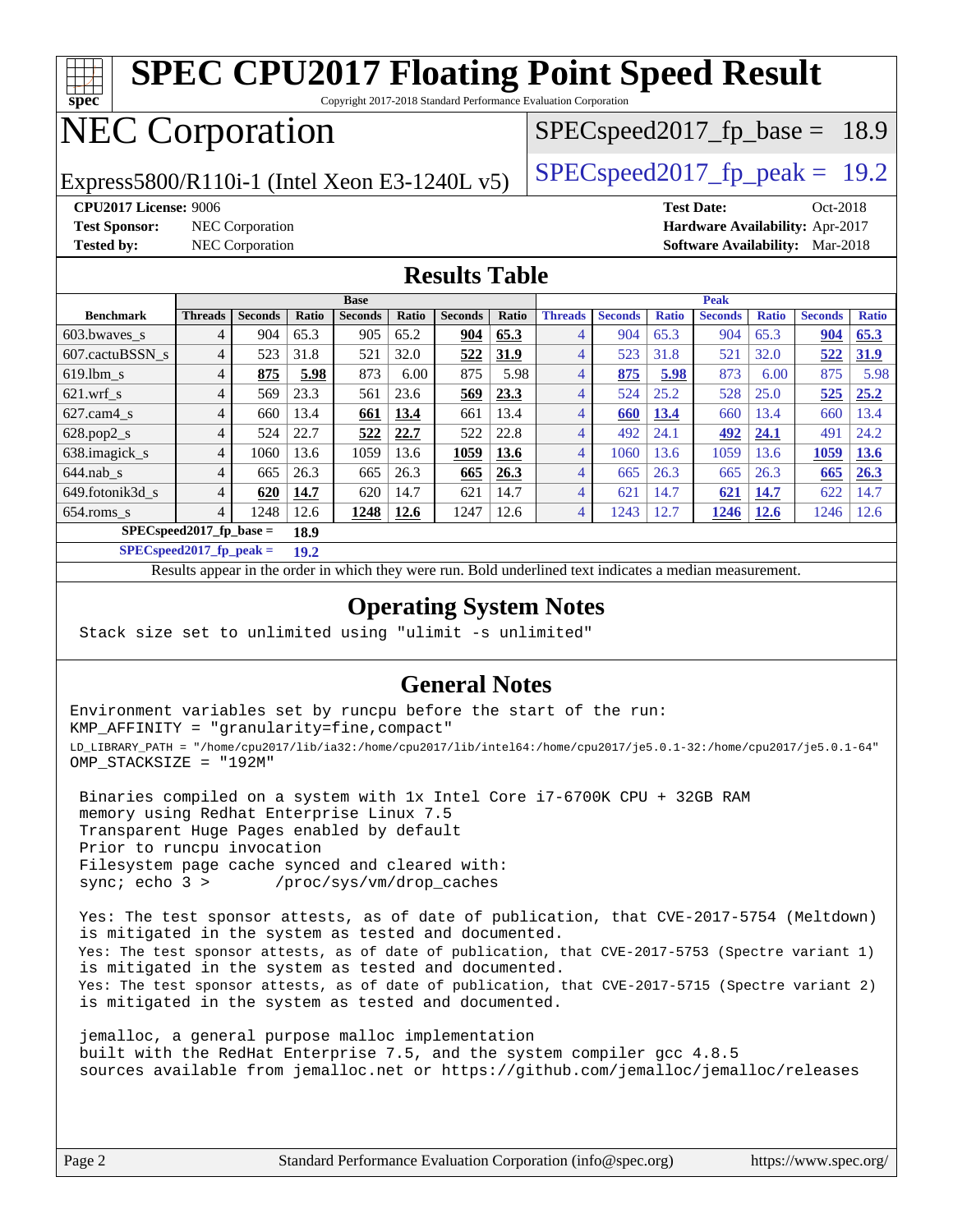# SPEC CPU2017 Floating Point Speed Result

Copyright 2017-2018 Standard Performance Evaluation Corporation

# NEC Corporation

Express5800/R110i-1 (Intel Xeon E3-1240L v5)

SPECspeed2017_fp_base = 18.9

SPECspeed2017_fp_peak = 19.2

**CPU2017 License:** 9006
**Test Sponsor:** NEC Corporation
**Tested by:** NEC Corporation

**Test Date:** Oct-2018
**Hardware Availability:** Apr-2017
**Software Availability:** Mar-2018

## Results Table

| Benchmark | Base | | | | | | | Peak | | | | | | |
|---|---|---|---|---|---|---|---|---|---|---|---|---|---|---|
| | Threads | Seconds | Ratio | Seconds | Ratio | Seconds | Ratio | Threads | Seconds | Ratio | Seconds | Ratio | Seconds | Ratio |
| 603.bwaves_s | 4 | 904 | 65.3 | 905 | 65.2 | **904** | **65.3** | 4 | 904 | 65.3 | 904 | 65.3 | **904** | **65.3** |
| 607.cactuBSSN_s | 4 | 523 | 31.8 | 521 | 32.0 | **522** | **31.9** | 4 | 523 | 31.8 | 521 | 32.0 | **522** | **31.9** |
| 619.lbm_s | 4 | **875** | **5.98** | 873 | 6.00 | 875 | 5.98 | 4 | **875** | **5.98** | 873 | 6.00 | 875 | 5.98 |
| 621.wrf_s | 4 | 569 | 23.3 | 561 | 23.6 | **569** | **23.3** | 4 | 524 | 25.2 | 528 | 25.0 | **525** | **25.2** |
| 627.cam4_s | 4 | 660 | 13.4 | **661** | **13.4** | 661 | 13.4 | 4 | **660** | **13.4** | 660 | 13.4 | 660 | 13.4 |
| 628.pop2_s | 4 | 524 | 22.7 | **522** | **22.7** | 522 | 22.8 | 4 | 492 | 24.1 | **492** | **24.1** | 491 | 24.2 |
| 638.imagick_s | 4 | 1060 | 13.6 | 1059 | 13.6 | **1059** | **13.6** | 4 | 1060 | 13.6 | 1059 | 13.6 | **1059** | **13.6** |
| 644.nab_s | 4 | 665 | 26.3 | 665 | 26.3 | **665** | **26.3** | 4 | 665 | 26.3 | 665 | 26.3 | **665** | **26.3** |
| 649.fotonik3d_s | 4 | **620** | **14.7** | 620 | 14.7 | 621 | 14.7 | 4 | 621 | 14.7 | **621** | **14.7** | 622 | 14.7 |
| 654.roms_s | 4 | 1248 | 12.6 | **1248** | **12.6** | 1247 | 12.6 | 4 | 1243 | 12.7 | **1246** | **12.6** | 1246 | 12.6 |

**SPECspeed2017_fp_base = 18.9**

**SPECspeed2017_fp_peak = 19.2**

Results appear in the order in which they were run. Bold underlined text indicates a median measurement.

## Operating System Notes

```
Stack size set to unlimited using "ulimit -s unlimited"
```

## General Notes

```
Environment variables set by runcpu before the start of the run:
KMP_AFFINITY = "granularity=fine,compact"
LD_LIBRARY_PATH = "/home/cpu2017/lib/ia32:/home/cpu2017/lib/intel64:/home/cpu2017/je5.0.1-32:/home/cpu2017/je5.0.1-64"
OMP_STACKSIZE = "192M"

 Binaries compiled on a system with 1x Intel Core i7-6700K CPU + 32GB RAM
 memory using Redhat Enterprise Linux 7.5
 Transparent Huge Pages enabled by default
 Prior to runcpu invocation
 Filesystem page cache synced and cleared with:
 sync; echo 3 >       /proc/sys/vm/drop_caches

 Yes: The test sponsor attests, as of date of publication, that CVE-2017-5754 (Meltdown)
 is mitigated in the system as tested and documented.
 Yes: The test sponsor attests, as of date of publication, that CVE-2017-5753 (Spectre variant 1)
 is mitigated in the system as tested and documented.
 Yes: The test sponsor attests, as of date of publication, that CVE-2017-5715 (Spectre variant 2)
 is mitigated in the system as tested and documented.

 jemalloc, a general purpose malloc implementation
 built with the RedHat Enterprise 7.5, and the system compiler gcc 4.8.5
 sources available from jemalloc.net or https://github.com/jemalloc/jemalloc/releases
```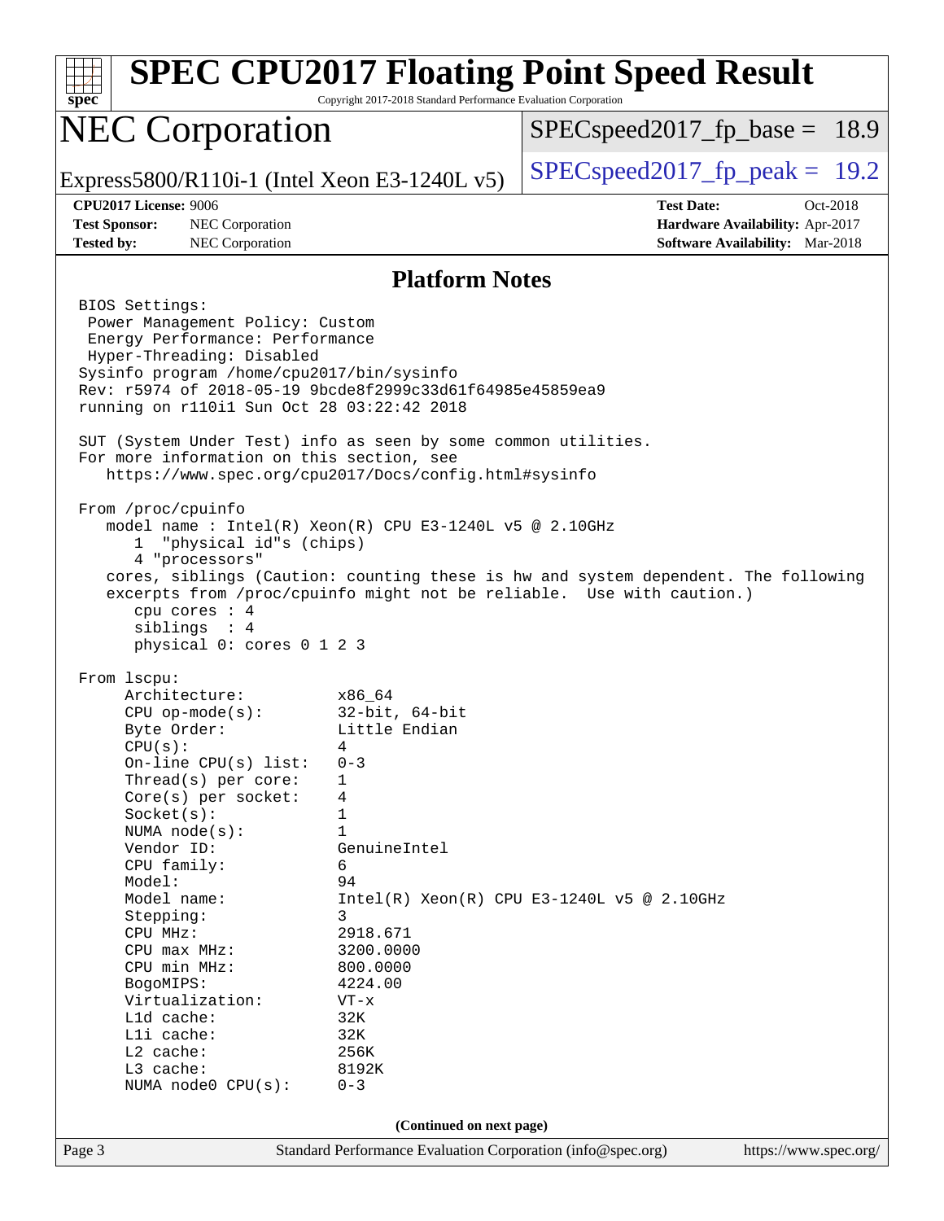# SPEC CPU2017 Floating Point Speed Result

Copyright 2017-2018 Standard Performance Evaluation Corporation

## NEC Corporation

Express5800/R110i-1 (Intel Xeon E3-1240L v5)

SPECspeed2017_fp_base = 18.9

SPECspeed2017_fp_peak = 19.2

**CPU2017 License:** 9006
**Test Sponsor:** NEC Corporation
**Tested by:** NEC Corporation

**Test Date:** Oct-2018
**Hardware Availability:** Apr-2017
**Software Availability:** Mar-2018

### Platform Notes

```
BIOS Settings:
 Power Management Policy: Custom
 Energy Performance: Performance
 Hyper-Threading: Disabled
Sysinfo program /home/cpu2017/bin/sysinfo
Rev: r5974 of 2018-05-19 9bcde8f2999c33d61f64985e45859ea9
running on r110i1 Sun Oct 28 03:22:42 2018

SUT (System Under Test) info as seen by some common utilities.
For more information on this section, see
   https://www.spec.org/cpu2017/Docs/config.html#sysinfo

From /proc/cpuinfo
   model name : Intel(R) Xeon(R) CPU E3-1240L v5 @ 2.10GHz
      1  "physical id"s (chips)
      4 "processors"
   cores, siblings (Caution: counting these is hw and system dependent. The following
   excerpts from /proc/cpuinfo might not be reliable.  Use with caution.)
      cpu cores : 4
      siblings  : 4
      physical 0: cores 0 1 2 3

From lscpu:
     Architecture:          x86_64
     CPU op-mode(s):        32-bit, 64-bit
     Byte Order:            Little Endian
     CPU(s):                4
     On-line CPU(s) list:   0-3
     Thread(s) per core:    1
     Core(s) per socket:    4
     Socket(s):             1
     NUMA node(s):          1
     Vendor ID:             GenuineIntel
     CPU family:            6
     Model:                 94
     Model name:            Intel(R) Xeon(R) CPU E3-1240L v5 @ 2.10GHz
     Stepping:              3
     CPU MHz:               2918.671
     CPU max MHz:           3200.0000
     CPU min MHz:           800.0000
     BogoMIPS:              4224.00
     Virtualization:        VT-x
     L1d cache:             32K
     L1i cache:             32K
     L2 cache:              256K
     L3 cache:              8192K
     NUMA node0 CPU(s):     0-3
```

(Continued on next page)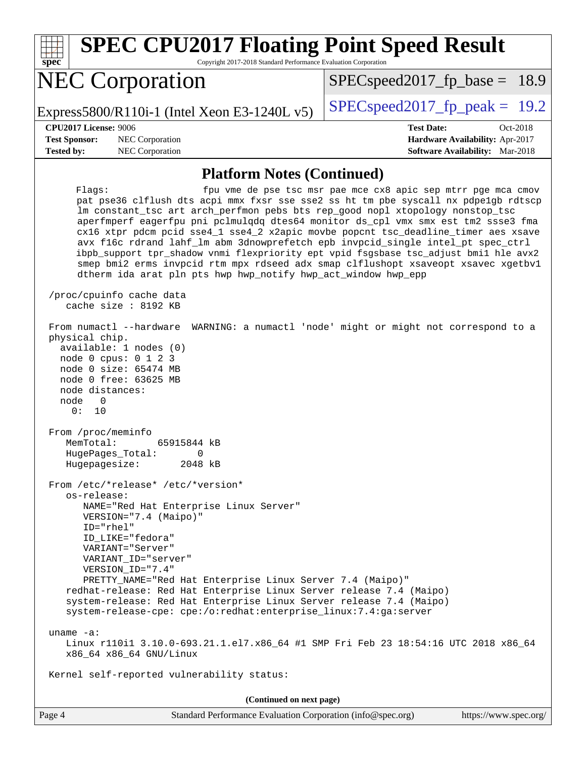## Platform Notes (Continued)

```
     Flags:                  fpu vme de pse tsc msr pae mce cx8 apic sep mtrr pge mca cmov
      pat pse36 clflush dts acpi mmx fxsr sse sse2 ss ht tm pbe syscall nx pdpe1gb rdtscp
      lm constant_tsc art arch_perfmon pebs bts rep_good nopl xtopology nonstop_tsc
      aperfmperf eagerfpu pni pclmulqdq dtes64 monitor ds_cpl vmx smx est tm2 ssse3 fma
      cx16 xtpr pdcm pcid sse4_1 sse4_2 x2apic movbe popcnt tsc_deadline_timer aes xsave
      avx f16c rdrand lahf_lm abm 3dnowprefetch epb invpcid_single intel_pt spec_ctrl
      ibpb_support tpr_shadow vnmi flexpriority ept vpid fsgsbase tsc_adjust bmi1 hle avx2
      smep bmi2 erms invpcid rtm mpx rdseed adx smap clflushopt xsaveopt xsavec xgetbv1
      dtherm ida arat pln pts hwp hwp_notify hwp_act_window hwp_epp

 /proc/cpuinfo cache data
    cache size : 8192 KB

 From numactl --hardware  WARNING: a numactl 'node' might or might not correspond to a
 physical chip.
   available: 1 nodes (0)
   node 0 cpus: 0 1 2 3
   node 0 size: 65474 MB
   node 0 free: 63625 MB
   node distances:
   node   0
     0:  10

 From /proc/meminfo
    MemTotal:       65915844 kB
    HugePages_Total:       0
    Hugepagesize:       2048 kB

 From /etc/*release* /etc/*version*
    os-release:
       NAME="Red Hat Enterprise Linux Server"
       VERSION="7.4 (Maipo)"
       ID="rhel"
       ID_LIKE="fedora"
       VARIANT="Server"
       VARIANT_ID="server"
       VERSION_ID="7.4"
       PRETTY_NAME="Red Hat Enterprise Linux Server 7.4 (Maipo)"
    redhat-release: Red Hat Enterprise Linux Server release 7.4 (Maipo)
    system-release: Red Hat Enterprise Linux Server release 7.4 (Maipo)
    system-release-cpe: cpe:/o:redhat:enterprise_linux:7.4:ga:server

 uname -a:
    Linux r110i1 3.10.0-693.21.1.el7.x86_64 #1 SMP Fri Feb 23 18:54:16 UTC 2018 x86_64
    x86_64 x86_64 GNU/Linux

 Kernel self-reported vulnerability status:
```

**(Continued on next page)**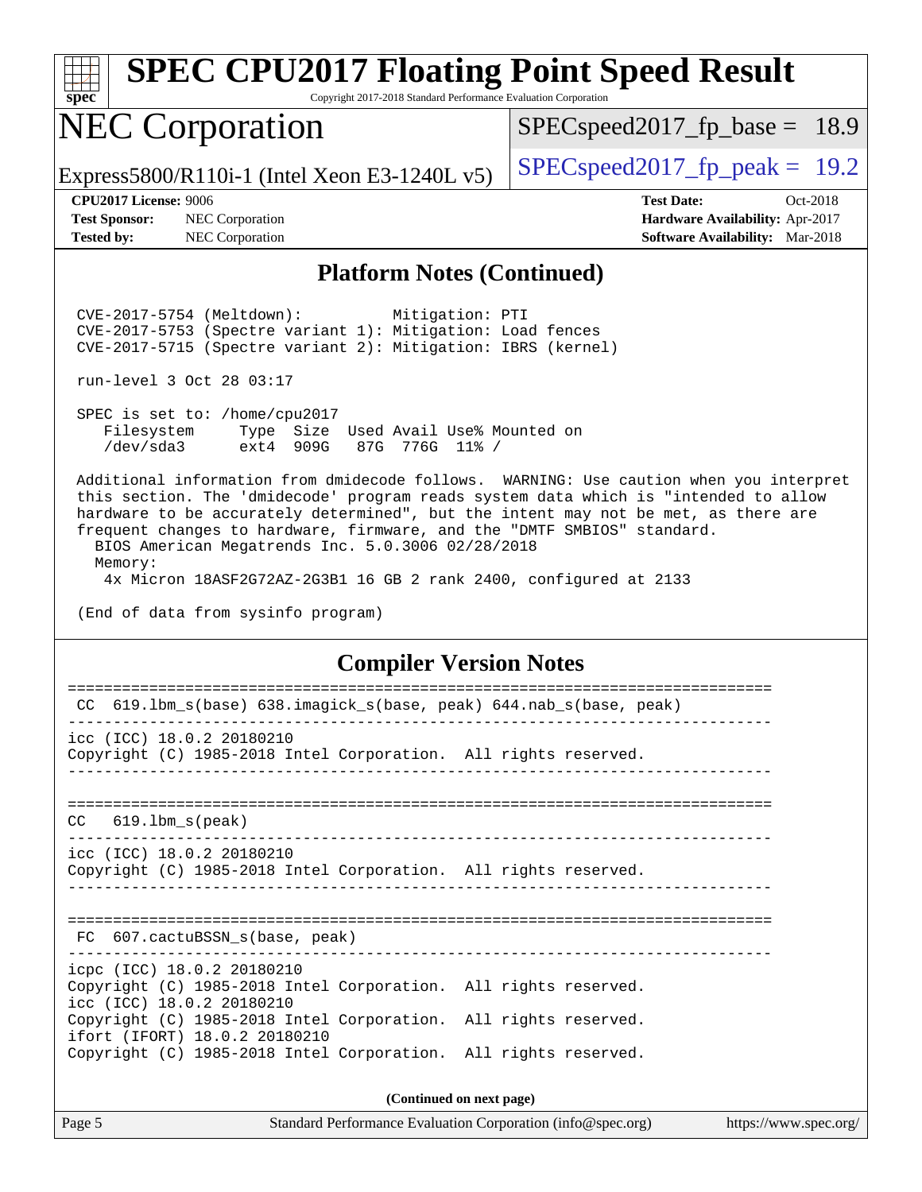## Platform Notes (Continued)

```
CVE-2017-5754 (Meltdown):          Mitigation: PTI
CVE-2017-5753 (Spectre variant 1): Mitigation: Load fences
CVE-2017-5715 (Spectre variant 2): Mitigation: IBRS (kernel)

run-level 3 Oct 28 03:17

SPEC is set to: /home/cpu2017
   Filesystem     Type  Size  Used Avail Use% Mounted on
   /dev/sda3      ext4  909G   87G  776G  11% /

Additional information from dmidecode follows.  WARNING: Use caution when you interpret
this section. The 'dmidecode' program reads system data which is "intended to allow
hardware to be accurately determined", but the intent may not be met, as there are
frequent changes to hardware, firmware, and the "DMTF SMBIOS" standard.
  BIOS American Megatrends Inc. 5.0.3006 02/28/2018
  Memory:
    4x Micron 18ASF2G72AZ-2G3B1 16 GB 2 rank 2400, configured at 2133

(End of data from sysinfo program)
```

## Compiler Version Notes

```
==============================================================================
 CC  619.lbm_s(base) 638.imagick_s(base, peak) 644.nab_s(base, peak)
------------------------------------------------------------------------------
icc (ICC) 18.0.2 20180210
Copyright (C) 1985-2018 Intel Corporation.  All rights reserved.
------------------------------------------------------------------------------

==============================================================================
CC   619.lbm_s(peak)
------------------------------------------------------------------------------
icc (ICC) 18.0.2 20180210
Copyright (C) 1985-2018 Intel Corporation.  All rights reserved.
------------------------------------------------------------------------------

==============================================================================
 FC  607.cactuBSSN_s(base, peak)
------------------------------------------------------------------------------
icpc (ICC) 18.0.2 20180210
Copyright (C) 1985-2018 Intel Corporation.  All rights reserved.
icc (ICC) 18.0.2 20180210
Copyright (C) 1985-2018 Intel Corporation.  All rights reserved.
ifort (IFORT) 18.0.2 20180210
Copyright (C) 1985-2018 Intel Corporation.  All rights reserved.
```

**(Continued on next page)**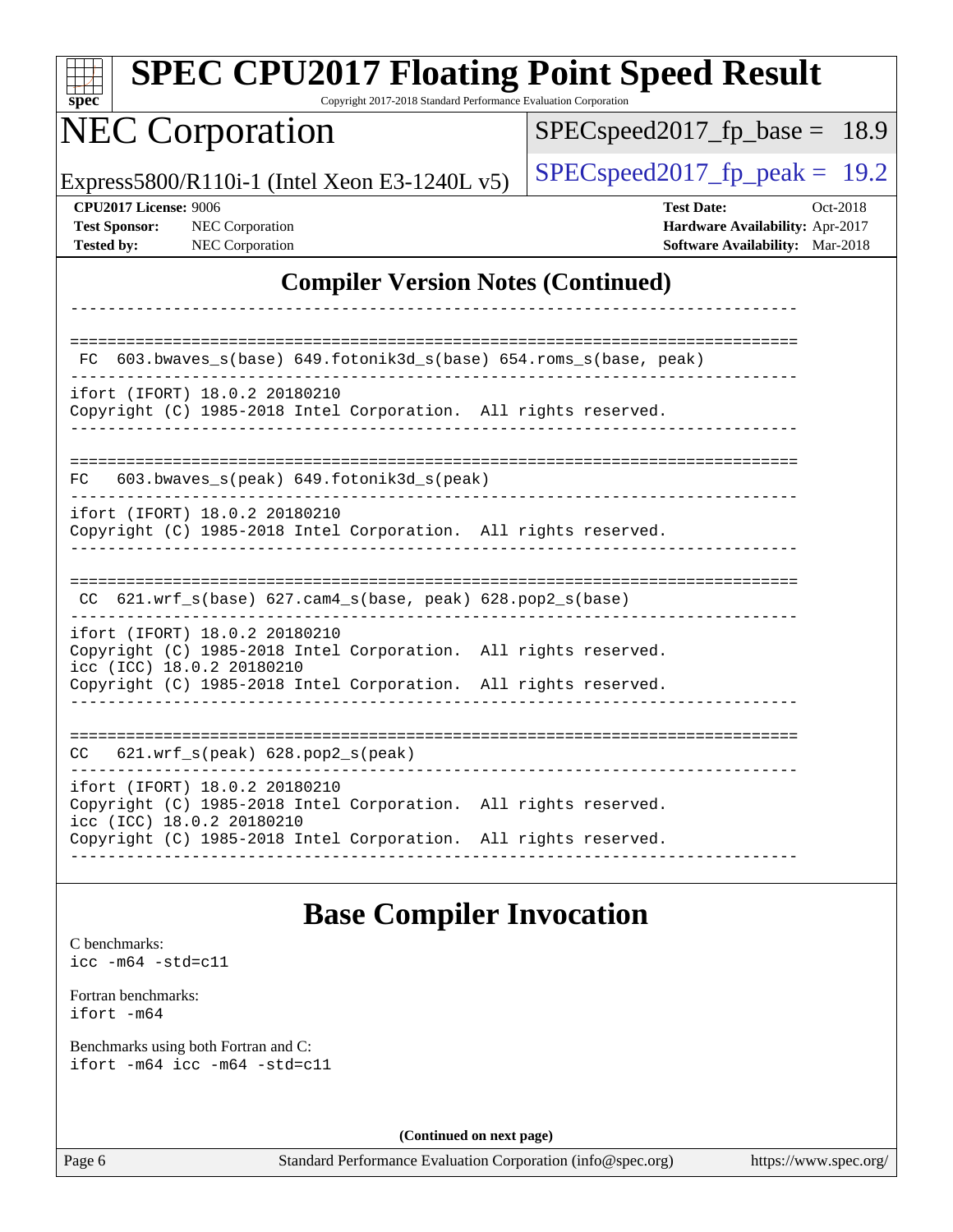## Compiler Version Notes (Continued)

```
------------------------------------------------------------------------------

==============================================================================
 FC  603.bwaves_s(base) 649.fotonik3d_s(base) 654.roms_s(base, peak)
------------------------------------------------------------------------------
ifort (IFORT) 18.0.2 20180210
Copyright (C) 1985-2018 Intel Corporation.  All rights reserved.
------------------------------------------------------------------------------

==============================================================================
FC   603.bwaves_s(peak) 649.fotonik3d_s(peak)
------------------------------------------------------------------------------
ifort (IFORT) 18.0.2 20180210
Copyright (C) 1985-2018 Intel Corporation.  All rights reserved.
------------------------------------------------------------------------------

==============================================================================
 CC  621.wrf_s(base) 627.cam4_s(base, peak) 628.pop2_s(base)
------------------------------------------------------------------------------
ifort (IFORT) 18.0.2 20180210
Copyright (C) 1985-2018 Intel Corporation.  All rights reserved.
icc (ICC) 18.0.2 20180210
Copyright (C) 1985-2018 Intel Corporation.  All rights reserved.
------------------------------------------------------------------------------

==============================================================================
CC   621.wrf_s(peak) 628.pop2_s(peak)
------------------------------------------------------------------------------
ifort (IFORT) 18.0.2 20180210
Copyright (C) 1985-2018 Intel Corporation.  All rights reserved.
icc (ICC) 18.0.2 20180210
Copyright (C) 1985-2018 Intel Corporation.  All rights reserved.
------------------------------------------------------------------------------
```

## Base Compiler Invocation

C benchmarks:
`icc -m64 -std=c11`

Fortran benchmarks:
`ifort -m64`

Benchmarks using both Fortran and C:
`ifort -m64 icc -m64 -std=c11`

**(Continued on next page)**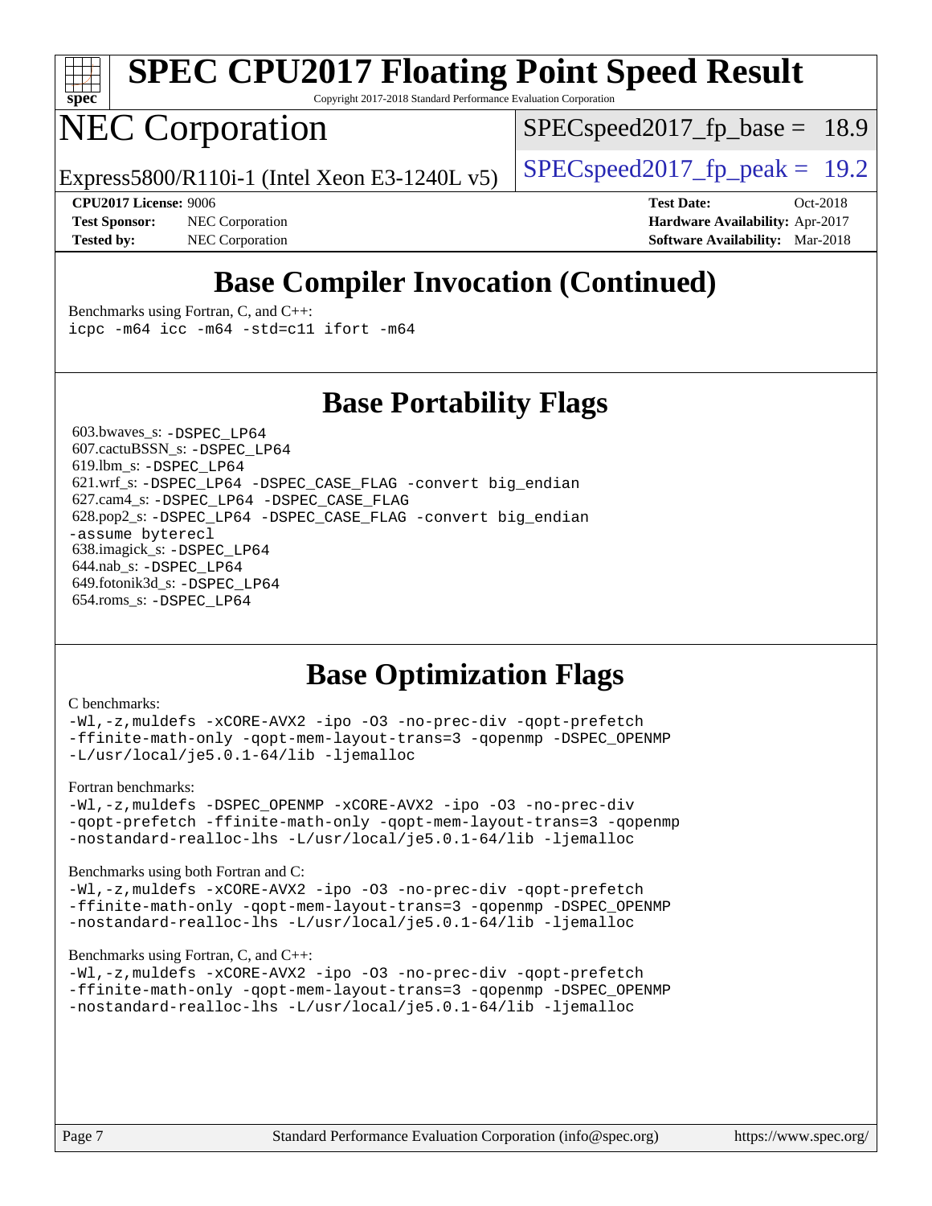# Base Compiler Invocation (Continued)

Benchmarks using Fortran, C, and C++:
```
icpc -m64 icc -m64 -std=c11 ifort -m64
```

# Base Portability Flags

603.bwaves_s: `-DSPEC_LP64`
607.cactuBSSN_s: `-DSPEC_LP64`
619.lbm_s: `-DSPEC_LP64`
621.wrf_s: `-DSPEC_LP64 -DSPEC_CASE_FLAG -convert big_endian`
627.cam4_s: `-DSPEC_LP64 -DSPEC_CASE_FLAG`
628.pop2_s: `-DSPEC_LP64 -DSPEC_CASE_FLAG -convert big_endian -assume byterecl`
638.imagick_s: `-DSPEC_LP64`
644.nab_s: `-DSPEC_LP64`
649.fotonik3d_s: `-DSPEC_LP64`
654.roms_s: `-DSPEC_LP64`

# Base Optimization Flags

C benchmarks:
```
-Wl,-z,muldefs -xCORE-AVX2 -ipo -O3 -no-prec-div -qopt-prefetch
-ffinite-math-only -qopt-mem-layout-trans=3 -qopenmp -DSPEC_OPENMP
-L/usr/local/je5.0.1-64/lib -ljemalloc
```

Fortran benchmarks:
```
-Wl,-z,muldefs -DSPEC_OPENMP -xCORE-AVX2 -ipo -O3 -no-prec-div
-qopt-prefetch -ffinite-math-only -qopt-mem-layout-trans=3 -qopenmp
-nostandard-realloc-lhs -L/usr/local/je5.0.1-64/lib -ljemalloc
```

Benchmarks using both Fortran and C:
```
-Wl,-z,muldefs -xCORE-AVX2 -ipo -O3 -no-prec-div -qopt-prefetch
-ffinite-math-only -qopt-mem-layout-trans=3 -qopenmp -DSPEC_OPENMP
-nostandard-realloc-lhs -L/usr/local/je5.0.1-64/lib -ljemalloc
```

Benchmarks using Fortran, C, and C++:
```
-Wl,-z,muldefs -xCORE-AVX2 -ipo -O3 -no-prec-div -qopt-prefetch
-ffinite-math-only -qopt-mem-layout-trans=3 -qopenmp -DSPEC_OPENMP
-nostandard-realloc-lhs -L/usr/local/je5.0.1-64/lib -ljemalloc
```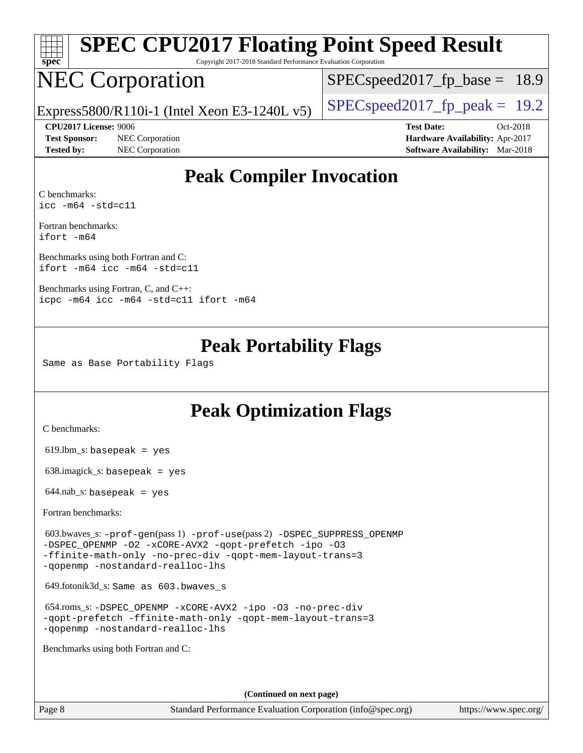# SPEC CPU2017 Floating Point Speed Result

Copyright 2017-2018 Standard Performance Evaluation Corporation

# NEC Corporation

Express5800/R110i-1 (Intel Xeon E3-1240L v5)

SPECspeed2017_fp_base = 18.9

SPECspeed2017_fp_peak = 19.2

**CPU2017 License:** 9006
**Test Sponsor:** NEC Corporation
**Tested by:** NEC Corporation

**Test Date:** Oct-2018
**Hardware Availability:** Apr-2017
**Software Availability:** Mar-2018

## Peak Compiler Invocation

C benchmarks:
`icc -m64 -std=c11`

Fortran benchmarks:
`ifort -m64`

Benchmarks using both Fortran and C:
`ifort -m64 icc -m64 -std=c11`

Benchmarks using Fortran, C, and C++:
`icpc -m64 icc -m64 -std=c11 ifort -m64`

## Peak Portability Flags

Same as Base Portability Flags

## Peak Optimization Flags

C benchmarks:

619.lbm_s: `basepeak = yes`

638.imagick_s: `basepeak = yes`

644.nab_s: `basepeak = yes`

Fortran benchmarks:

603.bwaves_s: `-prof-gen`(pass 1) `-prof-use`(pass 2) `-DSPEC_SUPPRESS_OPENMP -DSPEC_OPENMP -O2 -xCORE-AVX2 -qopt-prefetch -ipo -O3 -ffinite-math-only -no-prec-div -qopt-mem-layout-trans=3 -qopenmp -nostandard-realloc-lhs`

649.fotonik3d_s: `Same as 603.bwaves_s`

654.roms_s: `-DSPEC_OPENMP -xCORE-AVX2 -ipo -O3 -no-prec-div -qopt-prefetch -ffinite-math-only -qopt-mem-layout-trans=3 -qopenmp -nostandard-realloc-lhs`

Benchmarks using both Fortran and C:

**(Continued on next page)**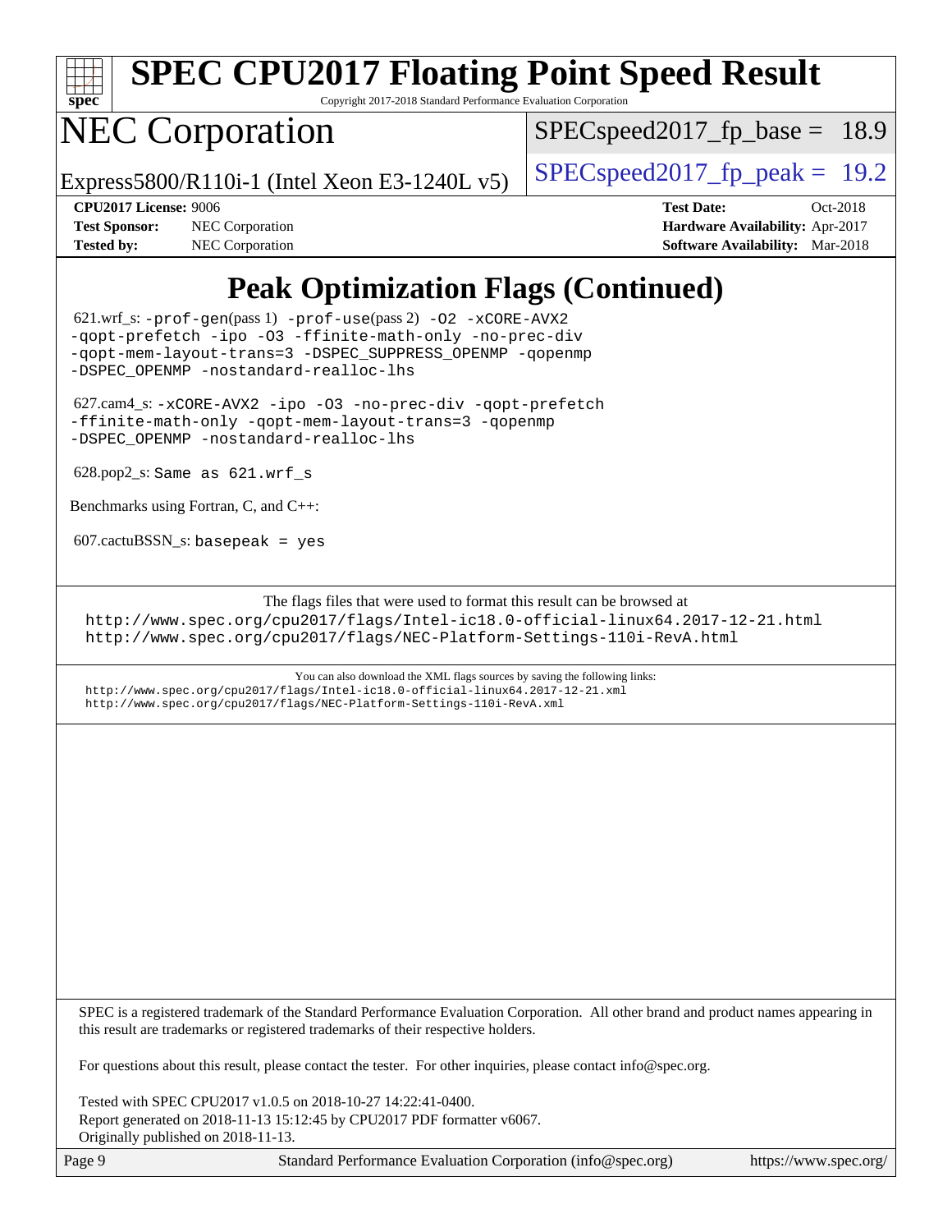# Peak Optimization Flags (Continued)

621.wrf_s: -prof-gen(pass 1) -prof-use(pass 2) -O2 -xCORE-AVX2 -qopt-prefetch -ipo -O3 -ffinite-math-only -no-prec-div -qopt-mem-layout-trans=3 -DSPEC_SUPPRESS_OPENMP -qopenmp -DSPEC_OPENMP -nostandard-realloc-lhs

627.cam4_s: -xCORE-AVX2 -ipo -O3 -no-prec-div -qopt-prefetch -ffinite-math-only -qopt-mem-layout-trans=3 -qopenmp -DSPEC_OPENMP -nostandard-realloc-lhs

628.pop2_s: Same as 621.wrf_s

Benchmarks using Fortran, C, and C++:

607.cactuBSSN_s: basepeak = yes

The flags files that were used to format this result can be browsed at
http://www.spec.org/cpu2017/flags/Intel-ic18.0-official-linux64.2017-12-21.html
http://www.spec.org/cpu2017/flags/NEC-Platform-Settings-110i-RevA.html

You can also download the XML flags sources by saving the following links:
http://www.spec.org/cpu2017/flags/Intel-ic18.0-official-linux64.2017-12-21.xml
http://www.spec.org/cpu2017/flags/NEC-Platform-Settings-110i-RevA.xml

SPEC is a registered trademark of the Standard Performance Evaluation Corporation. All other brand and product names appearing in this result are trademarks or registered trademarks of their respective holders.

For questions about this result, please contact the tester. For other inquiries, please contact info@spec.org.

Tested with SPEC CPU2017 v1.0.5 on 2018-10-27 14:22:41-0400.
Report generated on 2018-11-13 15:12:45 by CPU2017 PDF formatter v6067.
Originally published on 2018-11-13.